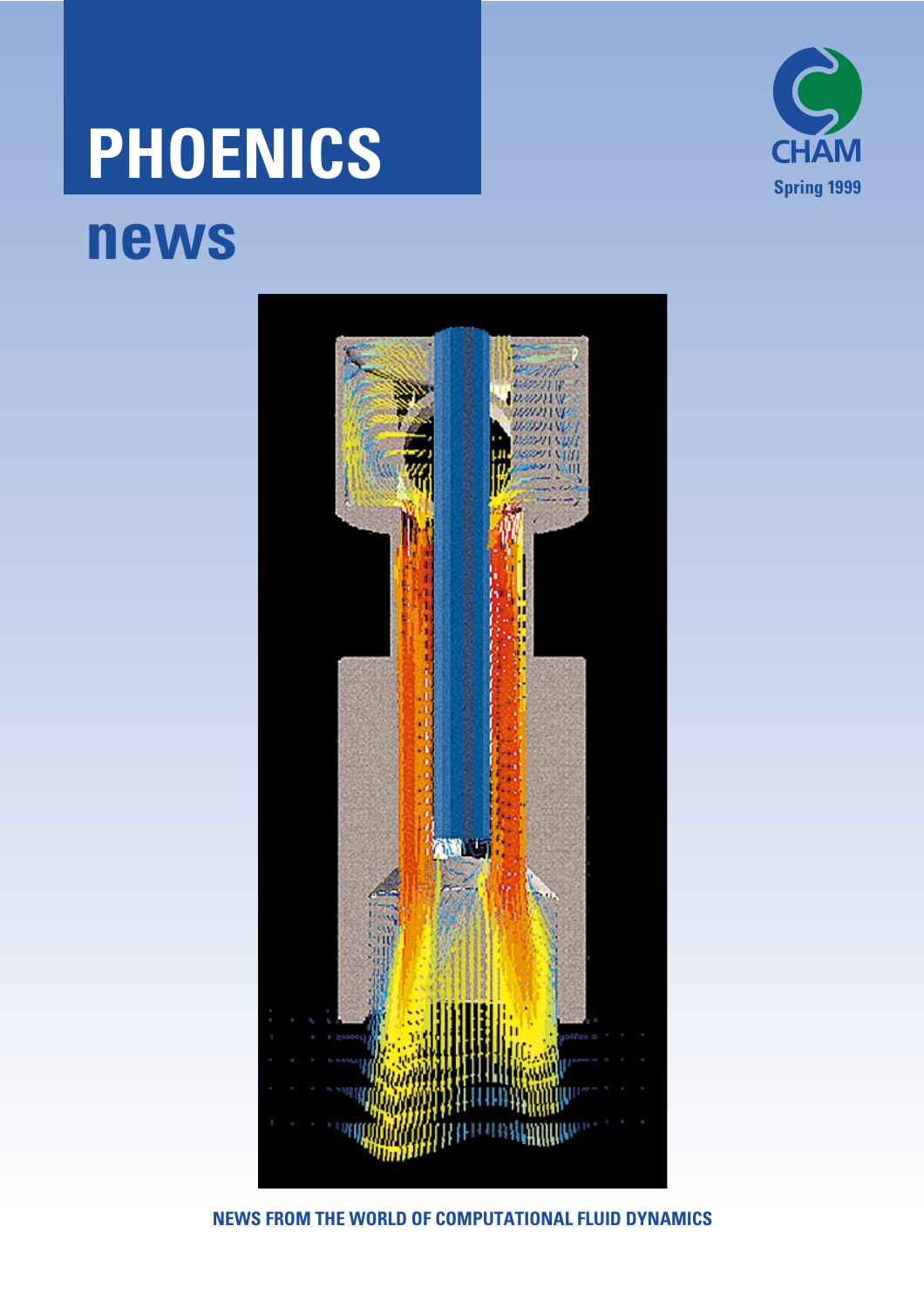# PHOENICS

# news

CHAM

Spring 1999

NEWS FROM THE WORLD OF COMPUTATIONAL FLUID DYNAMICS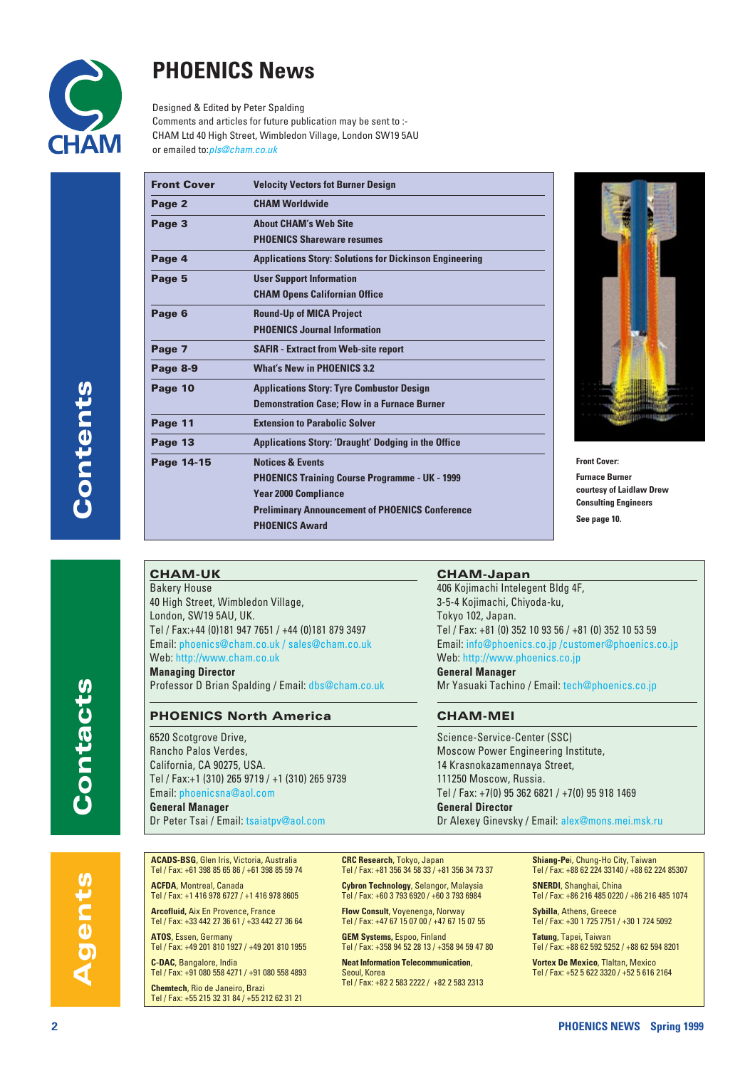# PHOENICS News

Designed & Edited by Peter Spalding
Comments and articles for future publication may be sent to :-
CHAM Ltd 40 High Street, Wimbledon Village, London SW19 5AU
or emailed to: *pls@cham.co.uk*

## Contents

| | |
|---|---|
| **Front Cover** | **Velocity Vectors fot Burner Design** |
| **Page 2** | **CHAM Worldwide** |
| **Page 3** | **About CHAM's Web Site**<br>**PHOENICS Shareware resumes** |
| **Page 4** | **Applications Story: Solutions for Dickinson Engineering** |
| **Page 5** | **User Support Information**<br>**CHAM Opens Californian Office** |
| **Page 6** | **Round-Up of MICA Project**<br>**PHOENICS Journal Information** |
| **Page 7** | **SAFIR - Extract from Web-site report** |
| **Page 8-9** | **What's New in PHOENICS 3.2** |
| **Page 10** | **Applications Story: Tyre Combustor Design**<br>**Demonstration Case; Flow in a Furnace Burner** |
| **Page 11** | **Extension to Parabolic Solver** |
| **Page 13** | **Applications Story: 'Draught' Dodging in the Office** |
| **Page 14-15** | **Notices & Events**<br>**PHOENICS Training Course Programme - UK - 1999**<br>**Year 2000 Compliance**<br>**Preliminary Announcement of PHOENICS Conference**<br>**PHOENICS Award** |

**Front Cover:**
**Furnace Burner**
**courtesy of Laidlaw Drew Consulting Engineers**
**See page 10.**

## Contacts

### CHAM-UK

Bakery House
40 High Street, Wimbledon Village,
London, SW19 5AU, UK.
Tel / Fax:+44 (0)181 947 7651 / +44 (0)181 879 3497
Email: phoenics@cham.co.uk / sales@cham.co.uk
Web: http://www.cham.co.uk
**Managing Director**
Professor D Brian Spalding / Email: dbs@cham.co.uk

### PHOENICS North America

6520 Scotgrove Drive,
Rancho Palos Verdes,
California, CA 90275, USA.
Tel / Fax:+1 (310) 265 9719 / +1 (310) 265 9739
Email: phoenicsna@aol.com
**General Manager**
Dr Peter Tsai / Email: tsaiatpv@aol.com

### CHAM-Japan

406 Kojimachi Intelegent Bldg 4F,
3-5-4 Kojimachi, Chiyoda-ku,
Tokyo 102, Japan.
Tel / Fax: +81 (0) 352 10 93 56 / +81 (0) 352 10 53 59
Email: info@phoenics.co.jp /customer@phoenics.co.jp
Web: http://www.phoenics.co.jp
**General Manager**
Mr Yasuaki Tachino / Email: tech@phoenics.co.jp

### CHAM-MEI

Science-Service-Center (SSC)
Moscow Power Engineering Institute,
14 Krasnokazamennaya Street,
111250 Moscow, Russia.
Tel / Fax: +7(0) 95 362 6821 / +7(0) 95 918 1469
**General Director**
Dr Alexey Ginevsky / Email: alex@mons.mei.msk.ru

## Agents

**ACADS-BSG**, Glen Iris, Victoria, Australia
Tel / Fax: +61 398 85 65 86 / +61 398 85 59 74

**ACFDA**, Montreal, Canada
Tel / Fax: +1 416 978 6727 / +1 416 978 8605

**Arcofluid**, Aix En Provence, France
Tel / Fax: +33 442 27 36 61 / +33 442 27 36 64

**ATOS**, Essen, Germany
Tel / Fax: +49 201 810 1927 / +49 201 810 1955

**C-DAC**, Bangalore, India
Tel / Fax: +91 080 558 4271 / +91 080 558 4893

**Chemtech**, Rio de Janeiro, Brazil
Tel / Fax: +55 215 32 31 84 / +55 212 62 31 21

**CRC Research**, Tokyo, Japan
Tel / Fax: +81 356 34 58 33 / +81 356 34 73 37

**Cybron Technology**, Selangor, Malaysia
Tel / Fax: +60 3 793 6920 / +60 3 793 6984

**Flow Consult**, Voyenenga, Norway
Tel / Fax: +47 67 15 07 00 / +47 67 15 07 55

**GEM Systems**, Espoo, Finland
Tel / Fax: +358 94 52 28 13 / +358 94 59 47 80

**Neat Information Telecommunication**,
Seoul, Korea
Tel / Fax: +82 2 583 2222 / +82 2 583 2313

**Shiang-Pei**, Chung-Ho City, Taiwan
Tel / Fax: +88 62 224 33140 / +88 62 224 85307

**SNERDI**, Shanghai, China
Tel / Fax: +86 216 485 0220 / +86 216 485 1074

**Sybilla**, Athens, Greece
Tel / Fax: +30 1 725 7751 / +30 1 724 5092

**Tatung**, Tapei, Taiwan
Tel / Fax: +88 62 592 5252 / +88 62 594 8201

**Vortex De Mexico**, Tlaltan, Mexico
Tel / Fax: +52 5 622 3320 / +52 5 616 2164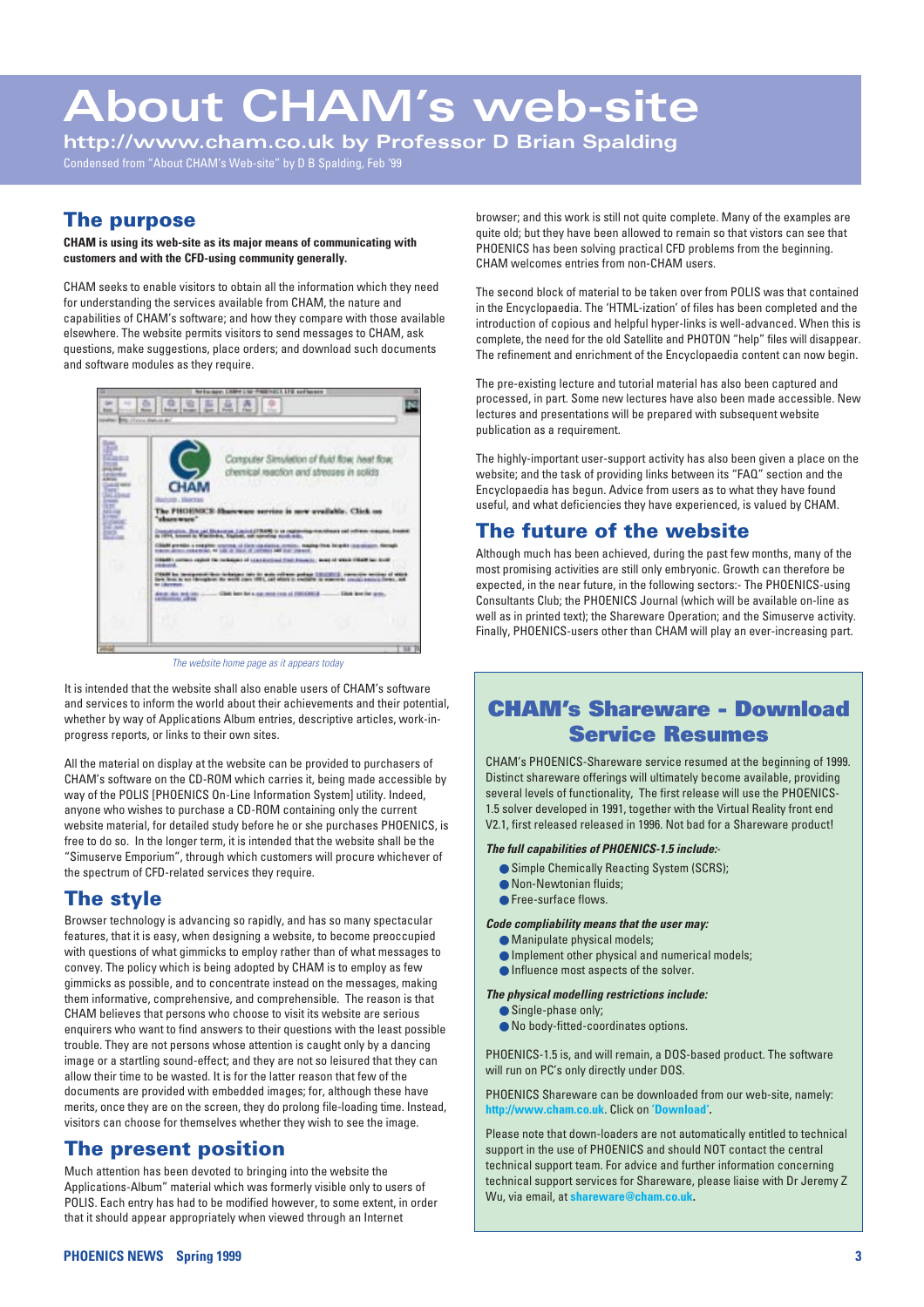# About CHAM's web-site

**http://www.cham.co.uk by Professor D Brian Spalding**

Condensed from "About CHAM's Web-site" by D B Spalding, Feb '99

## The purpose

**CHAM is using its web-site as its major means of communicating with customers and with the CFD-using community generally.**

CHAM seeks to enable visitors to obtain all the information which they need for understanding the services available from CHAM, the nature and capabilities of CHAM's software; and how they compare with those available elsewhere. The website permits visitors to send messages to CHAM, ask questions, make suggestions, place orders; and download such documents and software modules as they require.

*The website home page as it appears today*

It is intended that the website shall also enable users of CHAM's software and services to inform the world about their achievements and their potential, whether by way of Applications Album entries, descriptive articles, work-in-progress reports, or links to their own sites.

All the material on display at the website can be provided to purchasers of CHAM's software on the CD-ROM which carries it, being made accessible by way of the POLIS [PHOENICS On-Line Information System] utility. Indeed, anyone who wishes to purchase a CD-ROM containing only the current website material, for detailed study before he or she purchases PHOENICS, is free to do so. In the longer term, it is intended that the website shall be the "Simuserve Emporium", through which customers will procure whichever of the spectrum of CFD-related services they require.

## The style

Browser technology is advancing so rapidly, and has so many spectacular features, that it is easy, when designing a website, to become preoccupied with questions of what gimmicks to employ rather than of what messages to convey. The policy which is being adopted by CHAM is to employ as few gimmicks as possible, and to concentrate instead on the messages, making them informative, comprehensive, and comprehensible. The reason is that CHAM believes that persons who choose to visit its website are serious enquirers who want to find answers to their questions with the least possible trouble. They are not persons whose attention is caught only by a dancing image or a startling sound-effect; and they are not so leisured that they can allow their time to be wasted. It is for the latter reason that few of the documents are provided with embedded images; for, although these have merits, once they are on the screen, they do prolong file-loading time. Instead, visitors can choose for themselves whether they wish to see the image.

## The present position

Much attention has been devoted to bringing into the website the Applications-Album" material which was formerly visible only to users of POLIS. Each entry has had to be modified however, to some extent, in order that it should appear appropriately when viewed through an Internet browser; and this work is still not quite complete. Many of the examples are quite old; but they have been allowed to remain so that vistors can see that PHOENICS has been solving practical CFD problems from the beginning. CHAM welcomes entries from non-CHAM users.

The second block of material to be taken over from POLIS was that contained in the Encyclopaedia. The 'HTML-ization' of files has been completed and the introduction of copious and helpful hyper-links is well-advanced. When this is complete, the need for the old Satellite and PHOTON "help" files will disappear. The refinement and enrichment of the Encyclopaedia content can now begin.

The pre-existing lecture and tutorial material has also been captured and processed, in part. Some new lectures have also been made accessible. New lectures and presentations will be prepared with subsequent website publication as a requirement.

The highly-important user-support activity has also been given a place on the website; and the task of providing links between its "FAQ" section and the Encyclopaedia has begun. Advice from users as to what they have found useful, and what deficiencies they have experienced, is valued by CHAM.

## The future of the website

Although much has been achieved, during the past few months, many of the most promising activities are still only embryonic. Growth can therefore be expected, in the near future, in the following sectors:- The PHOENICS-using Consultants Club; the PHOENICS Journal (which will be available on-line as well as in printed text); the Shareware Operation; and the Simuserve activity. Finally, PHOENICS-users other than CHAM will play an ever-increasing part.

## CHAM's Shareware - Download Service Resumes

CHAM's PHOENICS-Shareware service resumed at the beginning of 1999. Distinct shareware offerings will ultimately become available, providing several levels of functionality, The first release will use the PHOENICS-1.5 solver developed in 1991, together with the Virtual Reality front end V2.1, first released released in 1996. Not bad for a Shareware product!

***The full capabilities of PHOENICS-1.5 include:-***

- Simple Chemically Reacting System (SCRS);
- Non-Newtonian fluids;
- Free-surface flows.

***Code compliability means that the user may:***

- Manipulate physical models;
- Implement other physical and numerical models;
- Influence most aspects of the solver.

***The physical modelling restrictions include:***

- Single-phase only;
- No body-fitted-coordinates options.

PHOENICS-1.5 is, and will remain, a DOS-based product. The software will run on PC's only directly under DOS.

PHOENICS Shareware can be downloaded from our web-site, namely: **http://www.cham.co.uk**. Click on **'Download'**.

Please note that down-loaders are not automatically entitled to technical support in the use of PHOENICS and should NOT contact the central technical support team. For advice and further information concerning technical support services for Shareware, please liaise with Dr Jeremy Z Wu, via email, at **shareware@cham.co.uk**.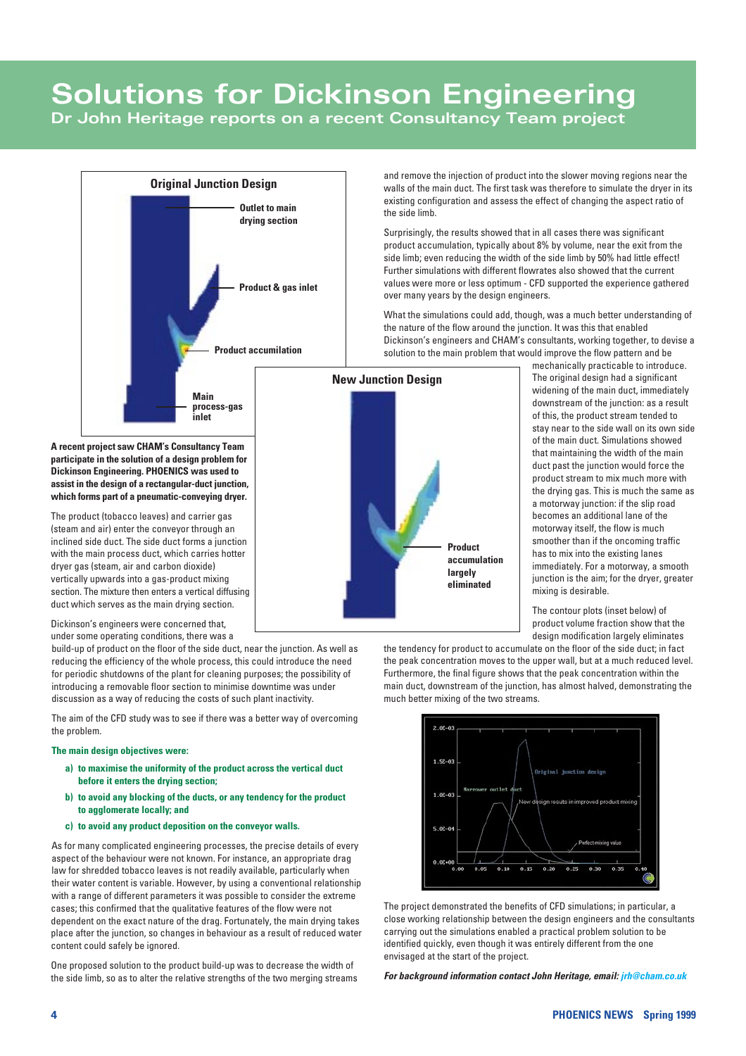# Solutions for Dickinson Engineering

## Dr John Heritage reports on a recent Consultancy Team project

Original Junction Design

Outlet to main drying section

Product & gas inlet

Product accumilation

Main process-gas inlet

**A recent project saw CHAM's Consultancy Team participate in the solution of a design problem for Dickinson Engineering. PHOENICS was used to assist in the design of a rectangular-duct junction, which forms part of a pneumatic-conveying dryer.**

The product (tobacco leaves) and carrier gas (steam and air) enter the conveyor through an inclined side duct. The side duct forms a junction with the main process duct, which carries hotter dryer gas (steam, air and carbon dioxide) vertically upwards into a gas-product mixing section. The mixture then enters a vertical diffusing duct which serves as the main drying section.

Dickinson's engineers were concerned that, under some operating conditions, there was a build-up of product on the floor of the side duct, near the junction. As well as reducing the efficiency of the whole process, this could introduce the need for periodic shutdowns of the plant for cleaning purposes; the possibility of introducing a removable floor section to minimise downtime was under discussion as a way of reducing the costs of such plant inactivity.

The aim of the CFD study was to see if there was a better way of overcoming the problem.

**The main design objectives were:**

**a) to maximise the uniformity of the product across the vertical duct before it enters the drying section;**

**b) to avoid any blocking of the ducts, or any tendency for the product to agglomerate locally; and**

**c) to avoid any product deposition on the conveyor walls.**

As for many complicated engineering processes, the precise details of every aspect of the behaviour were not known. For instance, an appropriate drag law for shredded tobacco leaves is not readily available, particularly when their water content is variable. However, by using a conventional relationship with a range of different parameters it was possible to consider the extreme cases; this confirmed that the qualitative features of the flow were not dependent on the exact nature of the drag. Fortunately, the main drying takes place after the junction, so changes in behaviour as a result of reduced water content could safely be ignored.

One proposed solution to the product build-up was to decrease the width of the side limb, so as to alter the relative strengths of the two merging streams and remove the injection of product into the slower moving regions near the walls of the main duct. The first task was therefore to simulate the dryer in its existing configuration and assess the effect of changing the aspect ratio of the side limb.

Surprisingly, the results showed that in all cases there was significant product accumulation, typically about 8% by volume, near the exit from the side limb; even reducing the width of the side limb by 50% had little effect! Further simulations with different flowrates also showed that the current values were more or less optimum - CFD supported the experience gathered over many years by the design engineers.

What the simulations could add, though, was a much better understanding of the nature of the flow around the junction. It was this that enabled Dickinson's engineers and CHAM's consultants, working together, to devise a solution to the main problem that would improve the flow pattern and be mechanically practicable to introduce.

New Junction Design

Product accumulation largely eliminated

The original design had a significant widening of the main duct, immediately downstream of the junction: as a result of this, the product stream tended to stay near to the side wall on its own side of the main duct. Simulations showed that maintaining the width of the main duct past the junction would force the product stream to mix much more with the drying gas. This is much the same as a motorway junction: if the slip road becomes an additional lane of the motorway itself, the flow is much smoother than if the oncoming traffic has to mix into the existing lanes immediately. For a motorway, a smooth junction is the aim; for the dryer, greater mixing is desirable.

The contour plots (inset below) of product volume fraction show that the design modification largely eliminates the tendency for product to accumulate on the floor of the side duct; in fact the peak concentration moves to the upper wall, but at a much reduced level. Furthermore, the final figure shows that the peak concentration within the main duct, downstream of the junction, has almost halved, demonstrating the much better mixing of the two streams.

2.0E-03
1.5E-03
1.0E-03
5.0E-04
0.0E+00
0.00 0.05 0.10 0.15 0.20 0.25 0.30 0.35 0.40
Original junction design
Narrower outlet duct
New design results in improved product mixing
Perfect-mixing value

The project demonstrated the benefits of CFD simulations; in particular, a close working relationship between the design engineers and the consultants carrying out the simulations enabled a practical problem solution to be identified quickly, even though it was entirely different from the one envisaged at the start of the project.

***For background information contact John Heritage, email: jrh@cham.co.uk***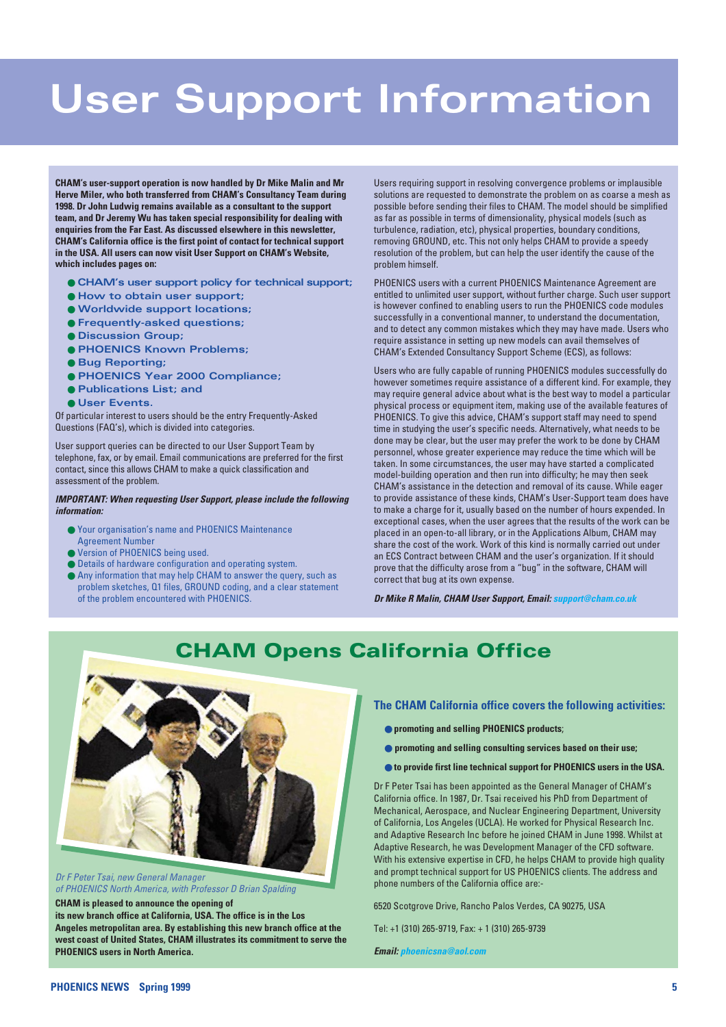# User Support Information

**CHAM's user-support operation is now handled by Dr Mike Malin and Mr Herve Miler, who both transferred from CHAM's Consultancy Team during 1998. Dr John Ludwig remains available as a consultant to the support team, and Dr Jeremy Wu has taken special responsibility for dealing with enquiries from the Far East. As discussed elsewhere in this newsletter, CHAM's California office is the first point of contact for technical support in the USA. All users can now visit User Support on CHAM's Website, which includes pages on:**

- CHAM's user support policy for technical support;
- How to obtain user support;
- Worldwide support locations;
- Frequently-asked questions;
- Discussion Group;
- PHOENICS Known Problems;
- Bug Reporting;
- PHOENICS Year 2000 Compliance;
- Publications List; and
- User Events.

Of particular interest to users should be the entry Frequently-Asked Questions (FAQ's), which is divided into categories.

User support queries can be directed to our User Support Team by telephone, fax, or by email. Email communications are preferred for the first contact, since this allows CHAM to make a quick classification and assessment of the problem.

***IMPORTANT: When requesting User Support, please include the following information:***

- Your organisation's name and PHOENICS Maintenance Agreement Number
- Version of PHOENICS being used.
- Details of hardware configuration and operating system.
- Any information that may help CHAM to answer the query, such as problem sketches, Q1 files, GROUND coding, and a clear statement of the problem encountered with PHOENICS.

Users requiring support in resolving convergence problems or implausible solutions are requested to demonstrate the problem on as coarse a mesh as possible before sending their files to CHAM. The model should be simplified as far as possible in terms of dimensionality, physical models (such as turbulence, radiation, etc), physical properties, boundary conditions, removing GROUND, etc. This not only helps CHAM to provide a speedy resolution of the problem, but can help the user identify the cause of the problem himself.

PHOENICS users with a current PHOENICS Maintenance Agreement are entitled to unlimited user support, without further charge. Such user support is however confined to enabling users to run the PHOENICS code modules successfully in a conventional manner, to understand the documentation, and to detect any common mistakes which they may have made. Users who require assistance in setting up new models can avail themselves of CHAM's Extended Consultancy Support Scheme (ECS), as follows:

Users who are fully capable of running PHOENICS modules successfully do however sometimes require assistance of a different kind. For example, they may require general advice about what is the best way to model a particular physical process or equipment item, making use of the available features of PHOENICS. To give this advice, CHAM's support staff may need to spend time in studying the user's specific needs. Alternatively, what needs to be done may be clear, but the user may prefer the work to be done by CHAM personnel, whose greater experience may reduce the time which will be taken. In some circumstances, the user may have started a complicated model-building operation and then run into difficulty; he may then seek CHAM's assistance in the detection and removal of its cause. While eager to provide assistance of these kinds, CHAM's User-Support team does have to make a charge for it, usually based on the number of hours expended. In exceptional cases, when the user agrees that the results of the work can be placed in an open-to-all library, or in the Applications Album, CHAM may share the cost of the work. Work of this kind is normally carried out under an ECS Contract between CHAM and the user's organization. If it should prove that the difficulty arose from a "bug" in the software, CHAM will correct that bug at its own expense.

***Dr Mike R Malin, CHAM User Support, Email: support@cham.co.uk***

# CHAM Opens California Office

*Dr F Peter Tsai, new General Manager of PHOENICS North America, with Professor D Brian Spalding*

**CHAM is pleased to announce the opening of its new branch office at California, USA. The office is in the Los Angeles metropolitan area. By establishing this new branch office at the west coast of United States, CHAM illustrates its commitment to serve the PHOENICS users in North America.**

### The CHAM California office covers the following activities:

- **promoting and selling PHOENICS products**;
- **promoting and selling consulting services based on their use;**
- **to provide first line technical support for PHOENICS users in the USA.**

Dr F Peter Tsai has been appointed as the General Manager of CHAM's California office. In 1987, Dr. Tsai received his PhD from Department of Mechanical, Aerospace, and Nuclear Engineering Department, University of California, Los Angeles (UCLA). He worked for Physical Research Inc. and Adaptive Research Inc before he joined CHAM in June 1998. Whilst at Adaptive Research, he was Development Manager of the CFD software. With his extensive expertise in CFD, he helps CHAM to provide high quality and prompt technical support for US PHOENICS clients. The address and phone numbers of the California office are:-

6520 Scotgrove Drive, Rancho Palos Verdes, CA 90275, USA

Tel: +1 (310) 265-9719, Fax: + 1 (310) 265-9739

***Email: phoenicsna@aol.com***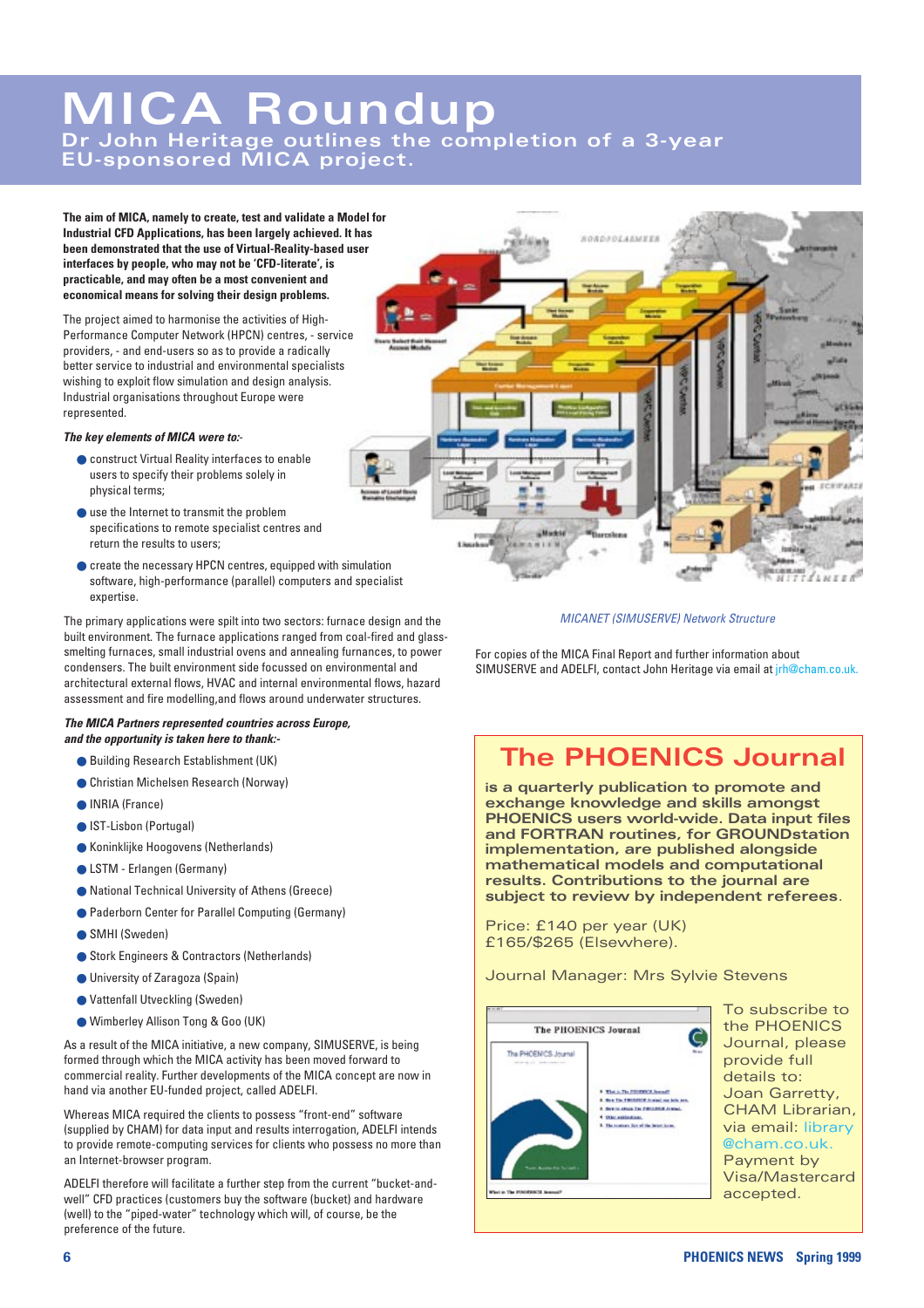# MICA Roundup

**Dr John Heritage outlines the completion of a 3-year EU-sponsored MICA project.**

**The aim of MICA, namely to create, test and validate a Model for Industrial CFD Applications, has been largely achieved. It has been demonstrated that the use of Virtual-Reality-based user interfaces by people, who may not be 'CFD-literate', is practicable, and may often be a most convenient and economical means for solving their design problems.**

The project aimed to harmonise the activities of High-Performance Computer Network (HPCN) centres, - service providers, - and end-users so as to provide a radically better service to industrial and environmental specialists wishing to exploit flow simulation and design analysis. Industrial organisations throughout Europe were represented.

***The key elements of MICA were to:-***

- construct Virtual Reality interfaces to enable users to specify their problems solely in physical terms;
- use the Internet to transmit the problem specifications to remote specialist centres and return the results to users;
- create the necessary HPCN centres, equipped with simulation software, high-performance (parallel) computers and specialist expertise.

The primary applications were spilt into two sectors: furnace design and the built environment. The furnace applications ranged from coal-fired and glass-smelting furnaces, small industrial ovens and annealing furnaces, to power condensers. The built environment side focussed on environmental and architectural external flows, HVAC and internal environmental flows, hazard assessment and fire modelling,and flows around underwater structures.

***The MICA Partners represented countries across Europe, and the opportunity is taken here to thank:-***

- Building Research Establishment (UK)
- Christian Michelsen Research (Norway)
- INRIA (France)
- IST-Lisbon (Portugal)
- Koninklijke Hoogovens (Netherlands)
- LSTM - Erlangen (Germany)
- National Technical University of Athens (Greece)
- Paderborn Center for Parallel Computing (Germany)
- SMHI (Sweden)
- Stork Engineers & Contractors (Netherlands)
- University of Zaragoza (Spain)
- Vattenfall Utveckling (Sweden)
- Wimberley Allison Tong & Goo (UK)

As a result of the MICA initiative, a new company, SIMUSERVE, is being formed through which the MICA activity has been moved forward to commercial reality. Further developments of the MICA concept are now in hand via another EU-funded project, called ADELFI.

Whereas MICA required the clients to possess "front-end" software (supplied by CHAM) for data input and results interrogation, ADELFI intends to provide remote-computing services for clients who possess no more than an Internet-browser program.

ADELFI therefore will facilitate a further step from the current "bucket-and-well" CFD practices (customers buy the software (bucket) and hardware (well) to the "piped-water" technology which will, of course, be the preference of the future.

*MICANET (SIMUSERVE) Network Structure*

For copies of the MICA Final Report and further information about SIMUSERVE and ADELFI, contact John Heritage via email at jrh@cham.co.uk.

## The PHOENICS Journal

**is a quarterly publication to promote and exchange knowledge and skills amongst PHOENICS users world-wide. Data input files and FORTRAN routines, for GROUNDstation implementation, are published alongside mathematical models and computational results. Contributions to the journal are subject to review by independent referees.**

Price: £140 per year (UK)
£165/$265 (Elsewhere).

Journal Manager: Mrs Sylvie Stevens

To subscribe to the PHOENICS Journal, please provide full details to: Joan Garretty, CHAM Librarian, via email: library@cham.co.uk. Payment by Visa/Mastercard accepted.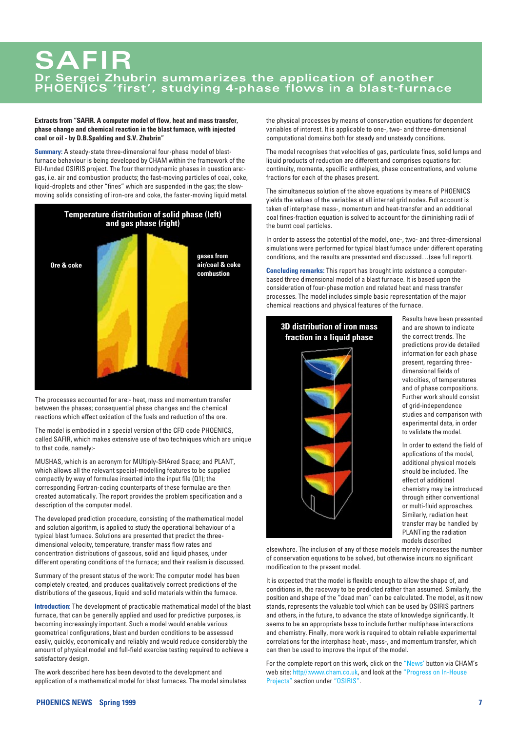# SAFIR

## Dr Sergei Zhubrin summarizes the application of another PHOENICS 'first', studying 4-phase flows in a blast-furnace

**Extracts from "SAFIR. A computer model of flow, heat and mass transfer, phase change and chemical reaction in the blast furnace, with injected coal or oil - by D.B.Spalding and S.V. Zhubrin"**

**Summary:** A steady-state three-dimensional four-phase model of blast-furnace behaviour is being developed by CHAM within the framework of the EU-funded OSIRIS project. The four thermodynamic phases in question are:- gas, i.e. air and combustion products; the fast-moving particles of coal, coke, liquid-droplets and other "fines" which are suspended in the gas; the slow-moving solids consisting of iron-ore and coke, the faster-moving liquid metal.

Temperature distribution of solid phase (left) and gas phase (right)

Ore & coke

gases from air/coal & coke combustion

The processes accounted for are:- heat, mass and momentum transfer between the phases; consequential phase changes and the chemical reactions which effect oxidation of the fuels and reduction of the ore.

The model is embodied in a special version of the CFD code PHOENICS, called SAFIR, which makes extensive use of two techniques which are unique to that code, namely:-

MUSHAS, which is an acronym for MUltiply-SHAred Space; and PLANT, which allows all the relevant special-modelling features to be supplied compactly by way of formulae inserted into the input file (Q1); the corresponding Fortran-coding counterparts of these formulae are then created automatically. The report provides the problem specification and a description of the computer model.

The developed prediction procedure, consisting of the mathematical model and solution algorithm, is applied to study the operational behaviour of a typical blast furnace. Solutions are presented that predict the three-dimensional velocity, temperature, transfer mass flow rates and concentration distributions of gaseous, solid and liquid phases, under different operating conditions of the furnace; and their realism is discussed.

Summary of the present status of the work: The computer model has been completely created, and produces qualitatively correct predictions of the distributions of the gaseous, liquid and solid materials within the furnace.

**Introduction:** The development of practicable mathematical model of the blast furnace, that can be generally applied and used for predictive purposes, is becoming increasingly important. Such a model would enable various geometrical configurations, blast and burden conditions to be assessed easily, quickly, economically and reliably and would reduce considerably the amount of physical model and full-field exercise testing required to achieve a satisfactory design.

The work described here has been devoted to the development and application of a mathematical model for blast furnaces. The model simulates the physical processes by means of conservation equations for dependent variables of interest. It is applicable to one-, two- and three-dimensional computational domains both for steady and unsteady conditions.

The model recognises that velocities of gas, particulate fines, solid lumps and liquid products of reduction are different and comprises equations for: continuity, momenta, specific enthalpies, phase concentrations, and volume fractions for each of the phases present.

The simultaneous solution of the above equations by means of PHOENICS yields the values of the variables at all internal grid nodes. Full account is taken of interphase mass-, momentum and heat-transfer and an additional coal fines-fraction equation is solved to account for the diminishing radii of the burnt coal particles.

In order to assess the potential of the model, one-, two- and three-dimensional simulations were performed for typical blast furnace under different operating conditions, and the results are presented and discussed…(see full report).

**Concluding remarks:** This report has brought into existence a computer-based three dimensional model of a blast furnace. It is based upon the consideration of four-phase motion and related heat and mass transfer processes. The model includes simple basic representation of the major chemical reactions and physical features of the furnace.

3D distribution of iron mass fraction in a liquid phase

Results have been presented and are shown to indicate the correct trends. The predictions provide detailed information for each phase present, regarding three-dimensional fields of velocities, of temperatures and of phase compositions. Further work should consist of grid-independence studies and comparison with experimental data, in order to validate the model.

In order to extend the field of applications of the model, additional physical models should be included. The effect of additional chemistry may be introduced through either conventional or multi-fluid approaches. Similarly, radiation heat transfer may be handled by PLANTing the radiation models described elsewhere. The inclusion of any of these models merely increases the number of conservation equations to be solved, but otherwise incurs no significant modification to the present model.

It is expected that the model is flexible enough to allow the shape of, and conditions in, the raceway to be predicted rather than assumed. Similarly, the position and shape of the "dead man" can be calculated. The model, as it now stands, represents the valuable tool which can be used by OSIRIS partners and others, in the future, to advance the state of knowledge significantly. It seems to be an appropriate base to include further multiphase interactions and chemistry. Finally, more work is required to obtain reliable experimental correlations for the interphase heat-, mass-, and momentum transfer, which can then be used to improve the input of the model.

For the complete report on this work, click on the "News" button via CHAM's web site: http//:www.cham.co.uk, and look at the "Progress on In-House Projects" section under "OSIRIS".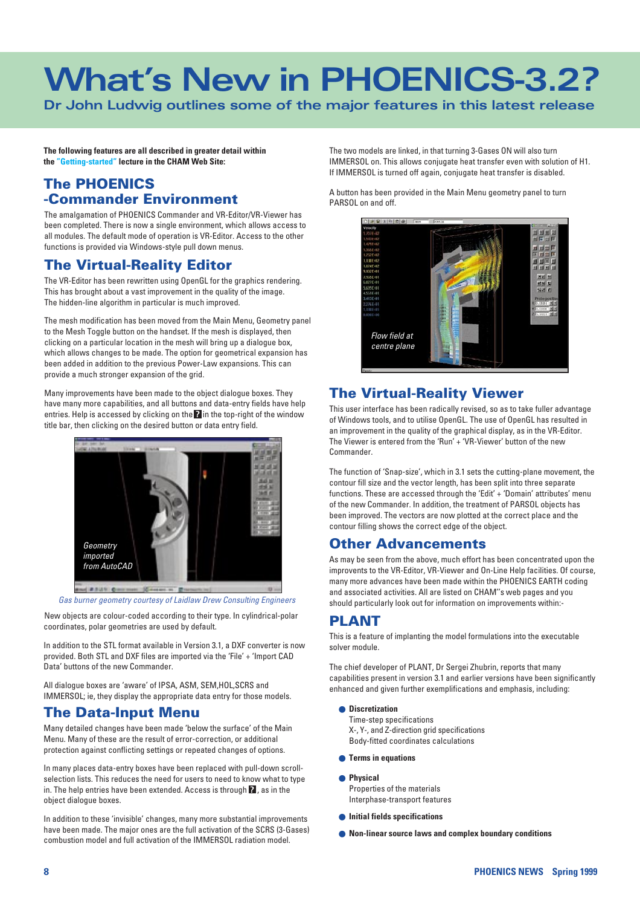# What's New in PHOENICS-3.2?

**Dr John Ludwig outlines some of the major features in this latest release**

**The following features are all described in greater detail within the "Getting-started" lecture in the CHAM Web Site:**

## The PHOENICS -Commander Environment

The amalgamation of PHOENICS Commander and VR-Editor/VR-Viewer has been completed. There is now a single environment, which allows access to all modules. The default mode of operation is VR-Editor. Access to the other functions is provided via Windows-style pull down menus.

## The Virtual-Reality Editor

The VR-Editor has been rewritten using OpenGL for the graphics rendering. This has brought about a vast improvement in the quality of the image. The hidden-line algorithm in particular is much improved.

The mesh modification has been moved from the Main Menu, Geometry panel to the Mesh Toggle button on the handset. If the mesh is displayed, then clicking on a particular location in the mesh will bring up a dialogue box, which allows changes to be made. The option for geometrical expansion has been added in addition to the previous Power-Law expansions. This can provide a much stronger expansion of the grid.

Many improvements have been made to the object dialogue boxes. They have many more capabilities, and all buttons and data-entry fields have help entries. Help is accessed by clicking on the ? in the top-right of the window title bar, then clicking on the desired button or data entry field.

Geometry imported from AutoCAD

*Gas burner geometry courtesy of Laidlaw Drew Consulting Engineers*

New objects are colour-coded according to their type. In cylindrical-polar coordinates, polar geometries are used by default.

In addition to the STL format available in Version 3.1, a DXF converter is now provided. Both STL and DXF files are imported via the 'File' + 'Import CAD Data' buttons of the new Commander.

All dialogue boxes are 'aware' of IPSA, ASM, SEM,HOL,SCRS and IMMERSOL; ie, they display the appropriate data entry for those models.

## The Data-Input Menu

Many detailed changes have been made 'below the surface' of the Main Menu. Many of these are the result of error-correction, or additional protection against conflicting settings or repeated changes of options.

In many places data-entry boxes have been replaced with pull-down scroll-selection lists. This reduces the need for users to need to know what to type in. The help entries have been extended. Access is through ?, as in the object dialogue boxes.

In addition to these 'invisible' changes, many more substantial improvements have been made. The major ones are the full activation of the SCRS (3-Gases) combustion model and full activation of the IMMERSOL radiation model.

The two models are linked, in that turning 3-Gases ON will also turn IMMERSOL on. This allows conjugate heat transfer even with solution of H1. If IMMERSOL is turned off again, conjugate heat transfer is disabled.

A button has been provided in the Main Menu geometry panel to turn PARSOL on and off.

Flow field at centre plane

## The Virtual-Reality Viewer

This user interface has been radically revised, so as to take fuller advantage of Windows tools, and to utilise OpenGL. The use of OpenGL has resulted in an improvement in the quality of the graphical display, as in the VR-Editor. The Viewer is entered from the 'Run' + 'VR-Viewer' button of the new Commander.

The function of 'Snap-size', which in 3.1 sets the cutting-plane movement, the contour fill size and the vector length, has been split into three separate functions. These are accessed through the 'Edit' + 'Domain' attributes' menu of the new Commander. In addition, the treatment of PARSOL objects has been improved. The vectors are now plotted at the correct place and the contour filling shows the correct edge of the object.

## Other Advancements

As may be seen from the above, much effort has been concentrated upon the improvements to the VR-Editor, VR-Viewer and On-Line Help facilities. Of course, many more advances have been made within the PHOENICS EARTH coding and associated activities. All are listed on CHAM''s web pages and you should particularly look out for information on improvements within:-

## PLANT

This is a feature of implanting the model formulations into the executable solver module.

The chief developer of PLANT, Dr Sergei Zhubrin, reports that many capabilities present in version 3.1 and earlier versions have been significantly enhanced and given further exemplifications and emphasis, including:

- **Discretization**
  Time-step specifications
  X-, Y-, and Z-direction grid specifications
  Body-fitted coordinates calculations
- **Terms in equations**
- **Physical**
  Properties of the materials
  Interphase-transport features
- **Initial fields specifications**
- **Non-linear source laws and complex boundary conditions**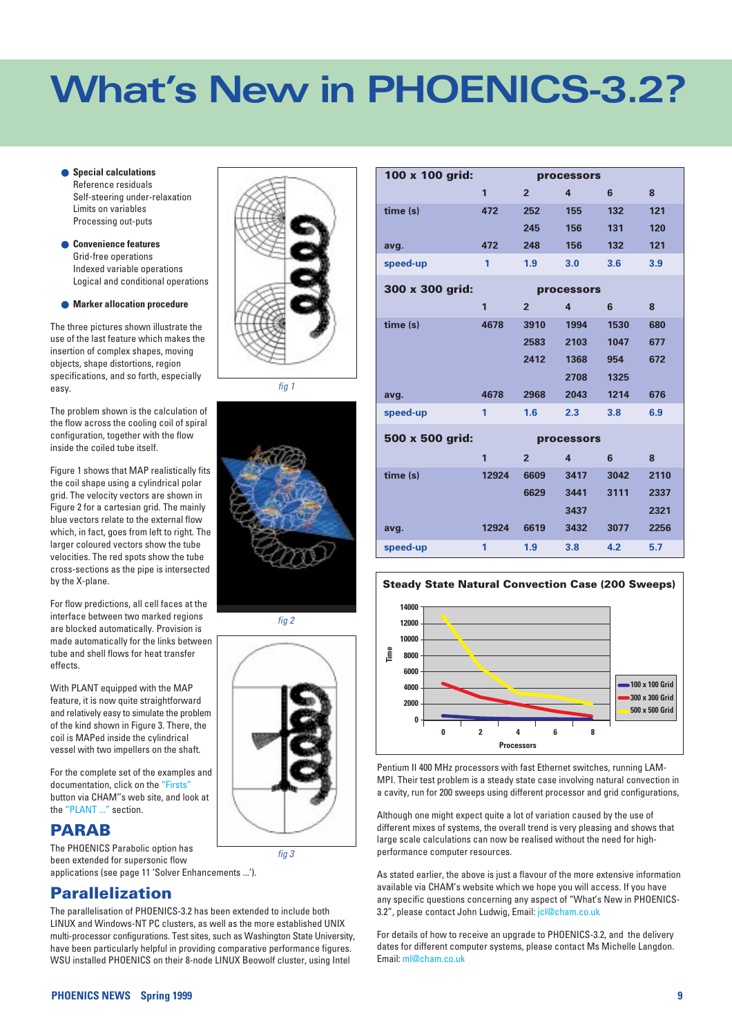# What's New in PHOENICS-3.2?

- **Special calculations**
  - Reference residuals
  - Self-steering under-relaxation
  - Limits on variables
  - Processing out-puts
- **Convenience features**
  - Grid-free operations
  - Indexed variable operations
  - Logical and conditional operations
- **Marker allocation procedure**

The three pictures shown illustrate the use of the last feature which makes the insertion of complex shapes, moving objects, shape distortions, region specifications, and so forth, especially easy.

The problem shown is the calculation of the flow across the cooling coil of spiral configuration, together with the flow inside the coiled tube itself.

Figure 1 shows that MAP realistically fits the coil shape using a cylindrical polar grid. The velocity vectors are shown in Figure 2 for a cartesian grid. The mainly blue vectors relate to the external flow which, in fact, goes from left to right. The larger coloured vectors show the tube velocities. The red spots show the tube cross-sections as the pipe is intersected by the X-plane.

For flow predictions, all cell faces at the interface between two marked regions are blocked automatically. Provision is made automatically for the links between tube and shell flows for heat transfer effects.

With PLANT equipped with the MAP feature, it is now quite straightforward and relatively easy to simulate the problem of the kind shown in Figure 3. There, the coil is MAPed inside the cylindrical vessel with two impellers on the shaft.

For the complete set of the examples and documentation, click on the "Firsts" button via CHAM"'s web site, and look at the "PLANT ..." section.

*fig 1*

*fig 2*

*fig 3*

## PARAB

The PHOENICS Parabolic option has been extended for supersonic flow applications (see page 11 'Solver Enhancements ...').

## Parallelization

The parallelisation of PHOENICS-3.2 has been extended to include both LINUX and Windows-NT PC clusters, as well as the more established UNIX multi-processor configurations. Test sites, such as Washington State University, have been particularly helpful in providing comparative performance figures. WSU installed PHOENICS on their 8-node LINUX Beowolf cluster, using Intel Pentium II 400 MHz processors with fast Ethernet switches, running LAM-MPI. Their test problem is a steady state case involving natural convection in a cavity, run for 200 sweeps using different processor and grid configurations,

| **100 x 100 grid:** | **processors** | | | | |
|---|---|---|---|---|---|
| | 1 | 2 | 4 | 6 | 8 |
| time (s) | 472 | 252 | 155 | 132 | 121 |
| | | 245 | 156 | 131 | 120 |
| avg. | 472 | 248 | 156 | 132 | 121 |
| speed-up | 1 | 1.9 | 3.0 | 3.6 | 3.9 |
| **300 x 300 grid:** | **processors** | | | | |
| | 1 | 2 | 4 | 6 | 8 |
| time (s) | 4678 | 3910 | 1994 | 1530 | 680 |
| | | 2583 | 2103 | 1047 | 677 |
| | | 2412 | 1368 | 954 | 672 |
| | | | 2708 | 1325 | |
| avg. | 4678 | 2968 | 2043 | 1214 | 676 |
| speed-up | 1 | 1.6 | 2.3 | 3.8 | 6.9 |
| **500 x 500 grid:** | **processors** | | | | |
| | 1 | 2 | 4 | 6 | 8 |
| time (s) | 12924 | 6609 | 3417 | 3042 | 2110 |
| | | 6629 | 3441 | 3111 | 2337 |
| | | | 3437 | | 2321 |
| avg. | 12924 | 6619 | 3432 | 3077 | 2256 |
| speed-up | 1 | 1.9 | 3.8 | 4.2 | 5.7 |

**Steady State Natural Convection Case (200 Sweeps)**

Although one might expect quite a lot of variation caused by the use of different mixes of systems, the overall trend is very pleasing and shows that large scale calculations can now be realised without the need for high-performance computer resources.

As stated earlier, the above is just a flavour of the more extensive information available via CHAM's website which we hope you will access. If you have any specific questions concerning any aspect of "What's New in PHOENICS-3.2", please contact John Ludwig, Email: jcl@cham.co.uk

For details of how to receive an upgrade to PHOENICS-3.2, and the delivery dates for different computer systems, please contact Ms Michelle Langdon. Email: ml@cham.co.uk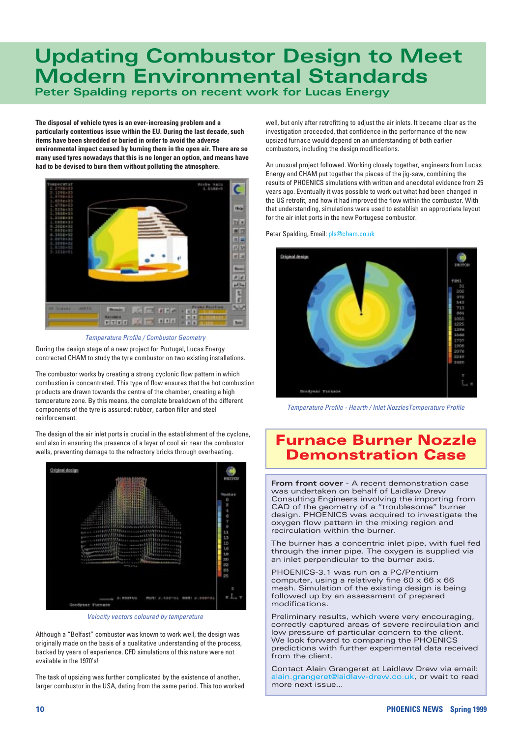# Updating Combustor Design to Meet Modern Environmental Standards

## Peter Spalding reports on recent work for Lucas Energy

**The disposal of vehicle tyres is an ever-increasing problem and a particularly contentious issue within the EU. During the last decade, such items have been shredded or buried in order to avoid the adverse environmental impact caused by burning them in the open air. There are so many used tyres nowadays that this is no longer an option, and means have had to be devised to burn them without polluting the atmosphere.**

*Temperature Profile / Combustor Geometry*

During the design stage of a new project for Portugal, Lucas Energy contracted CHAM to study the tyre combustor on two existing installations.

The combustor works by creating a strong cyclonic flow pattern in which combustion is concentrated. This type of flow ensures that the hot combustion products are drawn towards the centre of the chamber, creating a high temperature zone. By this means, the complete breakdown of the different components of the tyre is assured: rubber, carbon filler and steel reinforcement.

The design of the air inlet ports is crucial in the establishment of the cyclone, and also in ensuring the presence of a layer of cool air near the combustor walls, preventing damage to the refractory bricks through overheating.

*Velocity vectors coloured by temperature*

Although a "Belfast" combustor was known to work well, the design was originally made on the basis of a qualitative understanding of the process, backed by years of experience. CFD simulations of this nature were not available in the 1970's!

The task of upsizing was further complicated by the existence of another, larger combustor in the USA, dating from the same period. This too worked well, but only after retrofitting to adjust the air inlets. It became clear as the investigation proceeded, that confidence in the performance of the new upsized furnace would depend on an understanding of both earlier combustors, including the design modifications.

An unusual project followed. Working closely together, engineers from Lucas Energy and CHAM put together the pieces of the jig-saw, combining the results of PHOENICS simulations with written and anecdotal evidence from 25 years ago. Eventually it was possible to work out what had been changed in the US retrofit, and how it had improved the flow within the combustor. With that understanding, simulations were used to establish an appropriate layout for the air inlet ports in the new Portugese combustor.

Peter Spalding, Email: pls@cham.co.uk

*Temperature Profile - Hearth / Inlet NozzlesTemperature Profile*

# Furnace Burner Nozzle Demonstration Case

**From front cover** - A recent demonstration case was undertaken on behalf of Laidlaw Drew Consulting Engineers involving the importing from CAD of the geometry of a "troublesome" burner design. PHOENICS was acquired to investigate the oxygen flow pattern in the mixing region and recirculation within the burner.

The burner has a concentric inlet pipe, with fuel fed through the inner pipe. The oxygen is supplied via an inlet perpendicular to the burner axis.

PHOENICS-3.1 was run on a PC/Pentium computer, using a relatively fine 60 x 66 x 66 mesh. Simulation of the existing design is being followed up by an assessment of prepared modifications.

Preliminary results, which were very encouraging, correctly captured areas of severe recirculation and low pressure of particular concern to the client. We look forward to comparing the PHOENICS predictions with further experimental data received from the client.

Contact Alain Grangeret at Laidlaw Drew via email: alain.grangeret@laidlaw-drew.co.uk, or wait to read more next issue...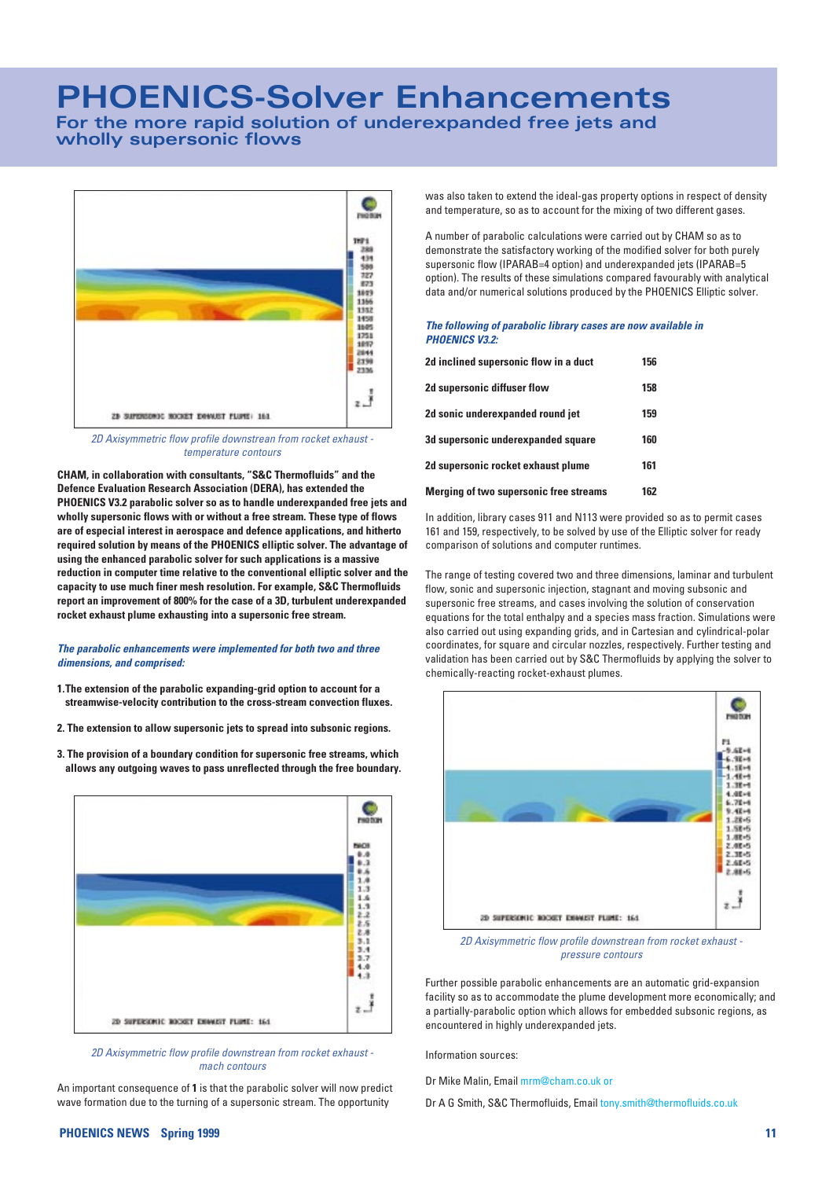# PHOENICS-Solver Enhancements

## For the more rapid solution of underexpanded free jets and wholly supersonic flows

PHOTON

TMP1
288
434
580
727
873
1019
1166
1312
1458
1605
1751
1897
2044
2190
2336

2D SUPERSONIC ROCKET EXHAUST PLUME: 161

*2D Axisymmetric flow profile downstream from rocket exhaust - temperature contours*

**CHAM, in collaboration with consultants, "S&C Thermofluids" and the Defence Evaluation Research Association (DERA), has extended the PHOENICS V3.2 parabolic solver so as to handle underexpanded free jets and wholly supersonic flows with or without a free stream. These type of flows are of especial interest in aerospace and defence applications, and hitherto required solution by means of the PHOENICS elliptic solver. The advantage of using the enhanced parabolic solver for such applications is a massive reduction in computer time relative to the conventional elliptic solver and the capacity to use much finer mesh resolution. For example, S&C Thermofluids report an improvement of 800% for the case of a 3D, turbulent underexpanded rocket exhaust plume exhausting into a supersonic free stream.**

***The parabolic enhancements were implemented for both two and three dimensions, and comprised:***

1. **The extension of the parabolic expanding-grid option to account for a streamwise-velocity contribution to the cross-stream convection fluxes.**
2. **The extension to allow supersonic jets to spread into subsonic regions.**
3. **The provision of a boundary condition for supersonic free streams, which allows any outgoing waves to pass unreflected through the free boundary.**

PHOTON

MACH
0.0
0.3
0.6
1.0
1.3
1.6
1.9
2.2
2.5
2.8
3.1
3.4
3.7
4.0
4.3

2D SUPERSONIC ROCKET EXHAUST PLUME: 161

*2D Axisymmetric flow profile downstream from rocket exhaust - mach contours*

An important consequence of **1** is that the parabolic solver will now predict wave formation due to the turning of a supersonic stream. The opportunity was also taken to extend the ideal-gas property options in respect of density and temperature, so as to account for the mixing of two different gases.

A number of parabolic calculations were carried out by CHAM so as to demonstrate the satisfactory working of the modified solver for both purely supersonic flow (IPARAB=4 option) and underexpanded jets (IPARAB=5 option). The results of these simulations compared favourably with analytical data and/or numerical solutions produced by the PHOENICS Elliptic solver.

***The following of parabolic library cases are now available in PHOENICS V3.2:***

| | |
|---|---|
| **2d inclined supersonic flow in a duct** | **156** |
| **2d supersonic diffuser flow** | **158** |
| **2d sonic underexpanded round jet** | **159** |
| **3d supersonic underexpanded square** | **160** |
| **2d supersonic rocket exhaust plume** | **161** |
| **Merging of two supersonic free streams** | **162** |

In addition, library cases 911 and N113 were provided so as to permit cases 161 and 159, respectively, to be solved by use of the Elliptic solver for ready comparison of solutions and computer runtimes.

The range of testing covered two and three dimensions, laminar and turbulent flow, sonic and supersonic injection, stagnant and moving subsonic and supersonic free streams, and cases involving the solution of conservation equations for the total enthalpy and a species mass fraction. Simulations were also carried out using expanding grids, and in Cartesian and cylindrical-polar coordinates, for square and circular nozzles, respectively. Further testing and validation has been carried out by S&C Thermofluids by applying the solver to chemically-reacting rocket-exhaust plumes.

PHOTON

P1
-9.6E+4
-6.9E+4
-4.1E+4
-1.4E+4
1.3E+4
4.0E+4
6.7E+4
9.4E+4
1.2E+5
1.5E+5
1.8E+5
2.0E+5
2.3E+5
2.6E+5
2.8E+5

2D SUPERSONIC ROCKET EXHAUST PLUME: 161

*2D Axisymmetric flow profile downstream from rocket exhaust - pressure contours*

Further possible parabolic enhancements are an automatic grid-expansion facility so as to accommodate the plume development more economically; and a partially-parabolic option which allows for embedded subsonic regions, as encountered in highly underexpanded jets.

Information sources:

Dr Mike Malin, Email mrm@cham.co.uk or

Dr A G Smith, S&C Thermofluids, Email tony.smith@thermofluids.co.uk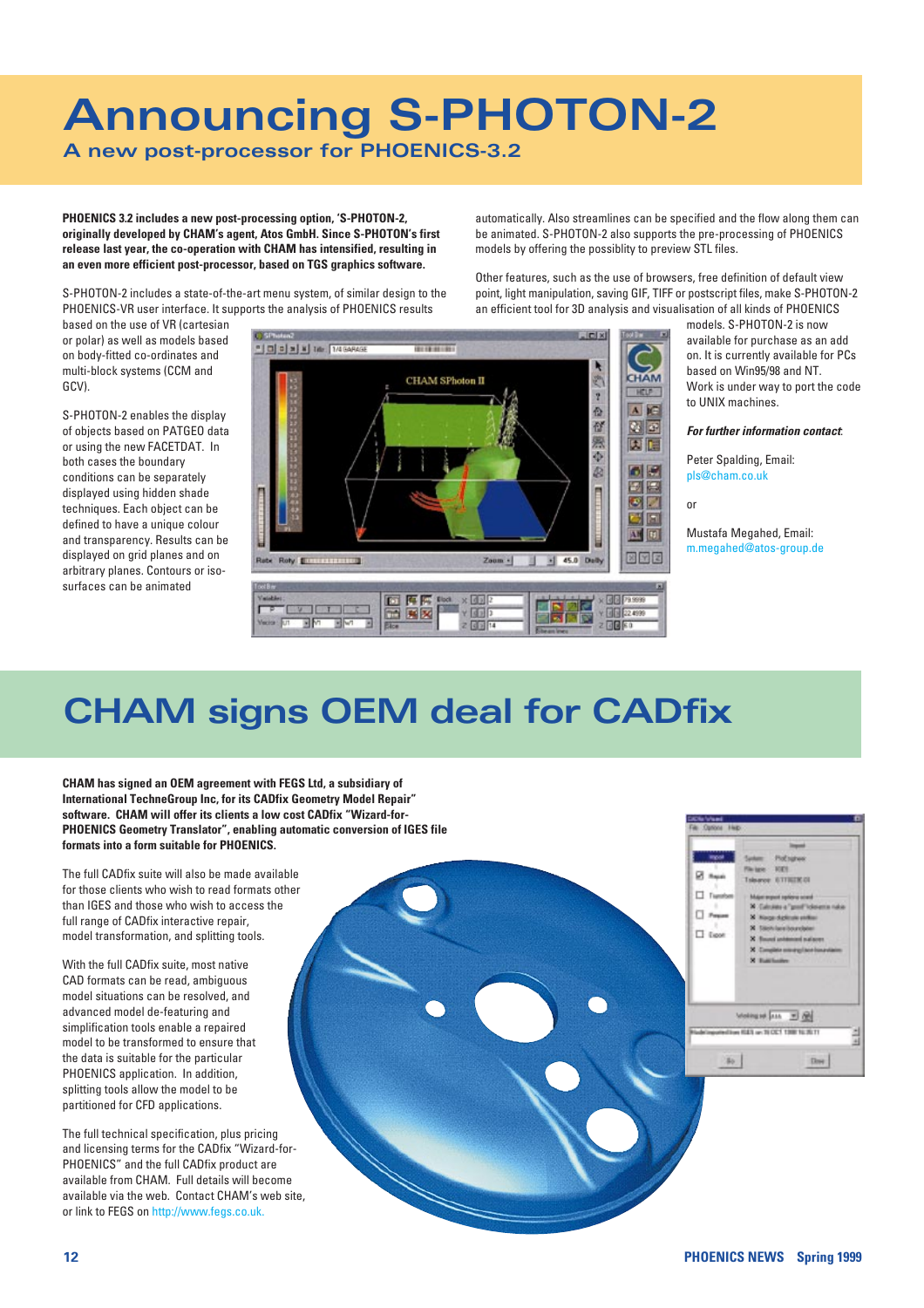# Announcing S-PHOTON-2

## A new post-processor for PHOENICS-3.2

**PHOENICS 3.2 includes a new post-processing option, 'S-PHOTON-2, originally developed by CHAM's agent, Atos GmbH. Since S-PHOTON's first release last year, the co-operation with CHAM has intensified, resulting in an even more efficient post-processor, based on TGS graphics software.**

S-PHOTON-2 includes a state-of-the-art menu system, of similar design to the PHOENICS-VR user interface. It supports the analysis of PHOENICS results based on the use of VR (cartesian or polar) as well as models based on body-fitted co-ordinates and multi-block systems (CCM and GCV).

S-PHOTON-2 enables the display of objects based on PATGEO data or using the new FACETDAT. In both cases the boundary conditions can be separately displayed using hidden shade techniques. Each object can be defined to have a unique colour and transparency. Results can be displayed on grid planes and on arbitrary planes. Contours or iso-surfaces can be animated automatically. Also streamlines can be specified and the flow along them can be animated. S-PHOTON-2 also supports the pre-processing of PHOENICS models by offering the possiblity to preview STL files.

Other features, such as the use of browsers, free definition of default view point, light manipulation, saving GIF, TIFF or postscript files, make S-PHOTON-2 an efficient tool for 3D analysis and visualisation of all kinds of PHOENICS models. S-PHOTON-2 is now available for purchase as an add on. It is currently available for PCs based on Win95/98 and NT. Work is under way to port the code to UNIX machines.

***For further information contact:***

Peter Spalding, Email: pls@cham.co.uk

or

Mustafa Megahed, Email: m.megahed@atos-group.de

# CHAM signs OEM deal for CADfix

**CHAM has signed an OEM agreement with FEGS Ltd, a subsidiary of International TechneGroup Inc, for its CADfix Geometry Model Repair" software. CHAM will offer its clients a low cost CADfix "Wizard-for-PHOENICS Geometry Translator", enabling automatic conversion of IGES file formats into a form suitable for PHOENICS.**

The full CADfix suite will also be made available for those clients who wish to read formats other than IGES and those who wish to access the full range of CADfix interactive repair, model transformation, and splitting tools.

With the full CADfix suite, most native CAD formats can be read, ambiguous model situations can be resolved, and advanced model de-featuring and simplification tools enable a repaired model to be transformed to ensure that the data is suitable for the particular PHOENICS application. In addition, splitting tools allow the model to be partitioned for CFD applications.

The full technical specification, plus pricing and licensing terms for the CADfix "Wizard-for-PHOENICS" and the full CADfix product are available from CHAM. Full details will become available via the web. Contact CHAM's web site, or link to FEGS on http://www.fegs.co.uk.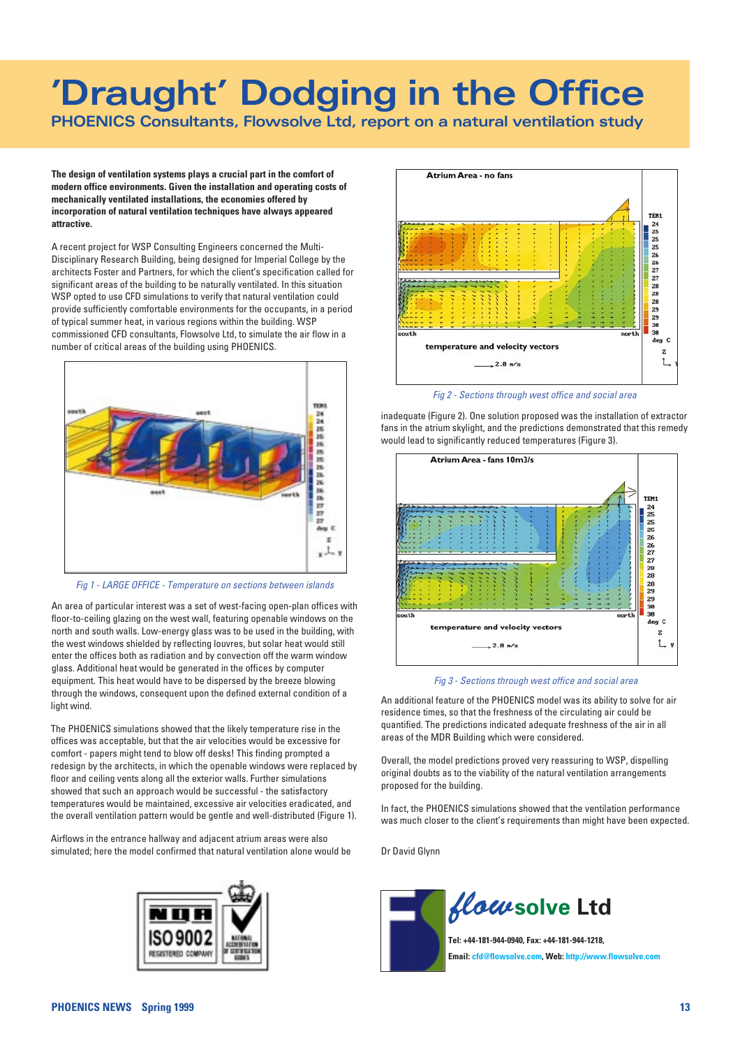# 'Draught' Dodging in the Office

## PHOENICS Consultants, Flowsolve Ltd, report on a natural ventilation study

**The design of ventilation systems plays a crucial part in the comfort of modern office environments. Given the installation and operating costs of mechanically ventilated installations, the economies offered by incorporation of natural ventilation techniques have always appeared attractive.**

A recent project for WSP Consulting Engineers concerned the Multi-Disciplinary Research Building, being designed for Imperial College by the architects Foster and Partners, for which the client's specification called for significant areas of the building to be naturally ventilated. In this situation WSP opted to use CFD simulations to verify that natural ventilation could provide sufficiently comfortable environments for the occupants, in a period of typical summer heat, in various regions within the building. WSP commissioned CFD consultants, Flowsolve Ltd, to simulate the air flow in a number of critical areas of the building using PHOENICS.

*Fig 1 - LARGE OFFICE - Temperature on sections between islands*

An area of particular interest was a set of west-facing open-plan offices with floor-to-ceiling glazing on the west wall, featuring openable windows on the north and south walls. Low-energy glass was to be used in the building, with the west windows shielded by reflecting louvres, but solar heat would still enter the offices both as radiation and by convection off the warm window glass. Additional heat would be generated in the offices by computer equipment. This heat would have to be dispersed by the breeze blowing through the windows, consequent upon the defined external condition of a light wind.

The PHOENICS simulations showed that the likely temperature rise in the offices was acceptable, but that the air velocities would be excessive for comfort - papers might tend to blow off desks! This finding prompted a redesign by the architects, in which the openable windows were replaced by floor and ceiling vents along all the exterior walls. Further simulations showed that such an approach would be successful - the satisfactory temperatures would be maintained, excessive air velocities eradicated, and the overall ventilation pattern would be gentle and well-distributed (Figure 1).

Airflows in the entrance hallway and adjacent atrium areas were also simulated; here the model confirmed that natural ventilation alone would be inadequate (Figure 2). One solution proposed was the installation of extractor fans in the atrium skylight, and the predictions demonstrated that this remedy would lead to significantly reduced temperatures (Figure 3).

*Fig 2 - Sections through west office and social area*

*Fig 3 - Sections through west office and social area*

An additional feature of the PHOENICS model was its ability to solve for air residence times, so that the freshness of the circulating air could be quantified. The predictions indicated adequate freshness of the air in all areas of the MDR Building which were considered.

Overall, the model predictions proved very reassuring to WSP, dispelling original doubts as to the viability of the natural ventilation arrangements proposed for the building.

In fact, the PHOENICS simulations showed that the ventilation performance was much closer to the client's requirements than might have been expected.

Dr David Glynn

**flowsolve Ltd**

**Tel: +44-181-944-0940, Fax: +44-181-944-1218,**
**Email: cfd@flowsolve.com, Web: http://www.flowsolve.com**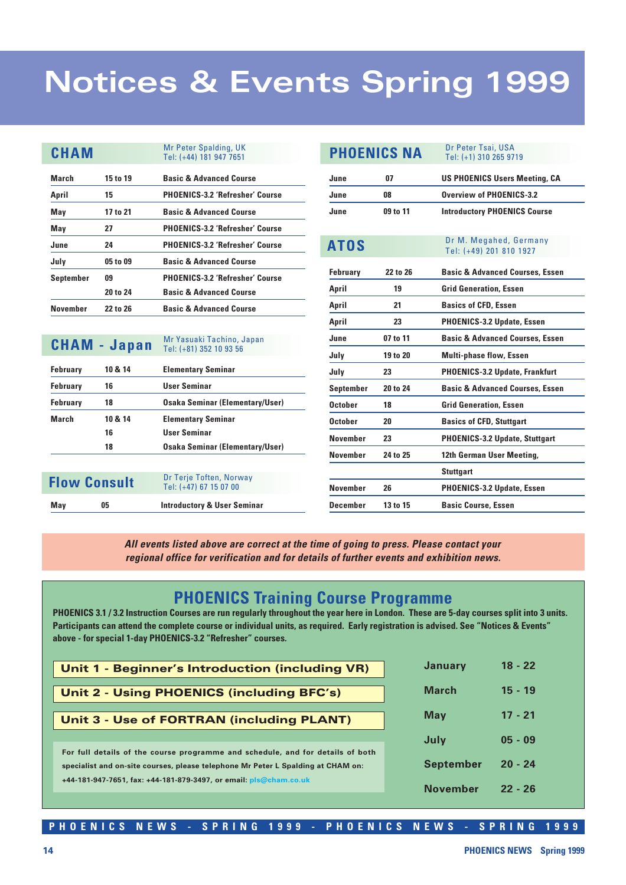# Notices & Events Spring 1999

## CHAM

Mr Peter Spalding, UK
Tel: (+44) 181 947 7651

| | | |
|---|---|---|
| March | 15 to 19 | Basic & Advanced Course |
| April | 15 | PHOENICS-3.2 'Refresher' Course |
| May | 17 to 21 | Basic & Advanced Course |
| May | 27 | PHOENICS-3.2 'Refresher' Course |
| June | 24 | PHOENICS-3.2 'Refresher' Course |
| July | 05 to 09 | Basic & Advanced Course |
| September | 09 | PHOENICS-3.2 'Refresher' Course |
| | 20 to 24 | Basic & Advanced Course |
| November | 22 to 26 | Basic & Advanced Course |

## CHAM - Japan

Mr Yasuaki Tachino, Japan
Tel: (+81) 352 10 93 56

| | | |
|---|---|---|
| February | 10 & 14 | Elementary Seminar |
| February | 16 | User Seminar |
| February | 18 | Osaka Seminar (Elementary/User) |
| March | 10 & 14 | Elementary Seminar |
| | 16 | User Seminar |
| | 18 | Osaka Seminar (Elementary/User) |

## Flow Consult

Dr Terje Toften, Norway
Tel: (+47) 67 15 07 00

| | | |
|---|---|---|
| May | 05 | Introductory & User Seminar |

## PHOENICS NA

Dr Peter Tsai, USA
Tel: (+1) 310 265 9719

| | | |
|---|---|---|
| June | 07 | US PHOENICS Users Meeting, CA |
| June | 08 | Overview of PHOENICS-3.2 |
| June | 09 to 11 | Introductory PHOENICS Course |

## ATOS

Dr M. Megahed, Germany
Tel: (+49) 201 810 1927

| | | |
|---|---|---|
| February | 22 to 26 | Basic & Advanced Courses, Essen |
| April | 19 | Grid Generation, Essen |
| April | 21 | Basics of CFD, Essen |
| April | 23 | PHOENICS-3.2 Update, Essen |
| June | 07 to 11 | Basic & Advanced Courses, Essen |
| July | 19 to 20 | Multi-phase flow, Essen |
| July | 23 | PHOENICS-3.2 Update, Frankfurt |
| September | 20 to 24 | Basic & Advanced Courses, Essen |
| October | 18 | Grid Generation, Essen |
| October | 20 | Basics of CFD, Stuttgart |
| November | 23 | PHOENICS-3.2 Update, Stuttgart |
| November | 24 to 25 | 12th German User Meeting, Stuttgart |
| November | 26 | PHOENICS-3.2 Update, Essen |
| December | 13 to 15 | Basic Course, Essen |

***All events listed above are correct at the time of going to press. Please contact your regional office for verification and for details of further events and exhibition news.***

## PHOENICS Training Course Programme

**PHOENICS 3.1 / 3.2 Instruction Courses are run regularly throughout the year here in London. These are 5-day courses split into 3 units. Participants can attend the complete course or individual units, as required. Early registration is advised. See "Notices & Events" above - for special 1-day PHOENICS-3.2 "Refresher" courses.**

- **Unit 1 - Beginner's Introduction (including VR)**
- **Unit 2 - Using PHOENICS (including BFC's)**
- **Unit 3 - Use of FORTRAN (including PLANT)**

| | |
|---|---|
| January | 18 - 22 |
| March | 15 - 19 |
| May | 17 - 21 |
| July | 05 - 09 |
| September | 20 - 24 |
| November | 22 - 26 |

For full details of the course programme and schedule, and for details of both specialist and on-site courses, please telephone Mr Peter L Spalding at CHAM on: +44-181-947-7651, fax: +44-181-879-3497, or email: pls@cham.co.uk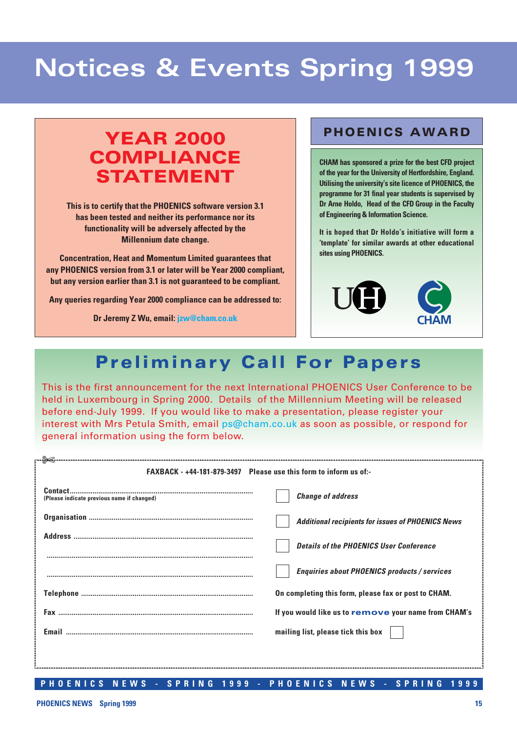# Notices & Events Spring 1999

## YEAR 2000 COMPLIANCE STATEMENT

**This is to certify that the PHOENICS software version 3.1 has been tested and neither its performance nor its functionality will be adversely affected by the Millennium date change.**

**Concentration, Heat and Momentum Limited guarantees that any PHOENICS version from 3.1 or later will be Year 2000 compliant, but any version earlier than 3.1 is not guaranteed to be compliant.**

**Any queries regarding Year 2000 compliance can be addressed to:**

**Dr Jeremy Z Wu, email: jzw@cham.co.uk**

## PHOENICS AWARD

CHAM has sponsored a prize for the best CFD project of the year for the University of Hertfordshire, England. Utilising the university's site licence of PHOENICS, the programme for 31 final year students is supervised by Dr Arne Holdo, Head of the CFD Group in the Faculty of Engineering & Information Science.

It is hoped that Dr Holdo's initiative will form a 'template' for similar awards at other educational sites using PHOENICS.

UH

CHAM

## Preliminary Call For Papers

This is the first announcement for the next International PHOENICS User Conference to be held in Luxembourg in Spring 2000. Details of the Millennium Meeting will be released before end-July 1999. If you would like to make a presentation, please register your interest with Mrs Petula Smith, email ps@cham.co.uk as soon as possible, or respond for general information using the form below.

---

**FAXBACK - +44-181-879-3497 Please use this form to inform us of:-**

**Contact**..............................................................................
(Please indicate previous name if changed)

**Organisation** ....................................................................

**Address** ............................................................................

..........................................................................................

..........................................................................................

**Telephone** ........................................................................

**Fax** ...................................................................................

**Email** ................................................................................

☐ ***Change of address***

☐ ***Additional recipients for issues of PHOENICS News***

☐ ***Details of the PHOENICS User Conference***

☐ ***Enquiries about PHOENICS products / services***

**On completing this form, please fax or post to CHAM.**

**If you would like us to remove your name from CHAM's mailing list, please tick this box** ☐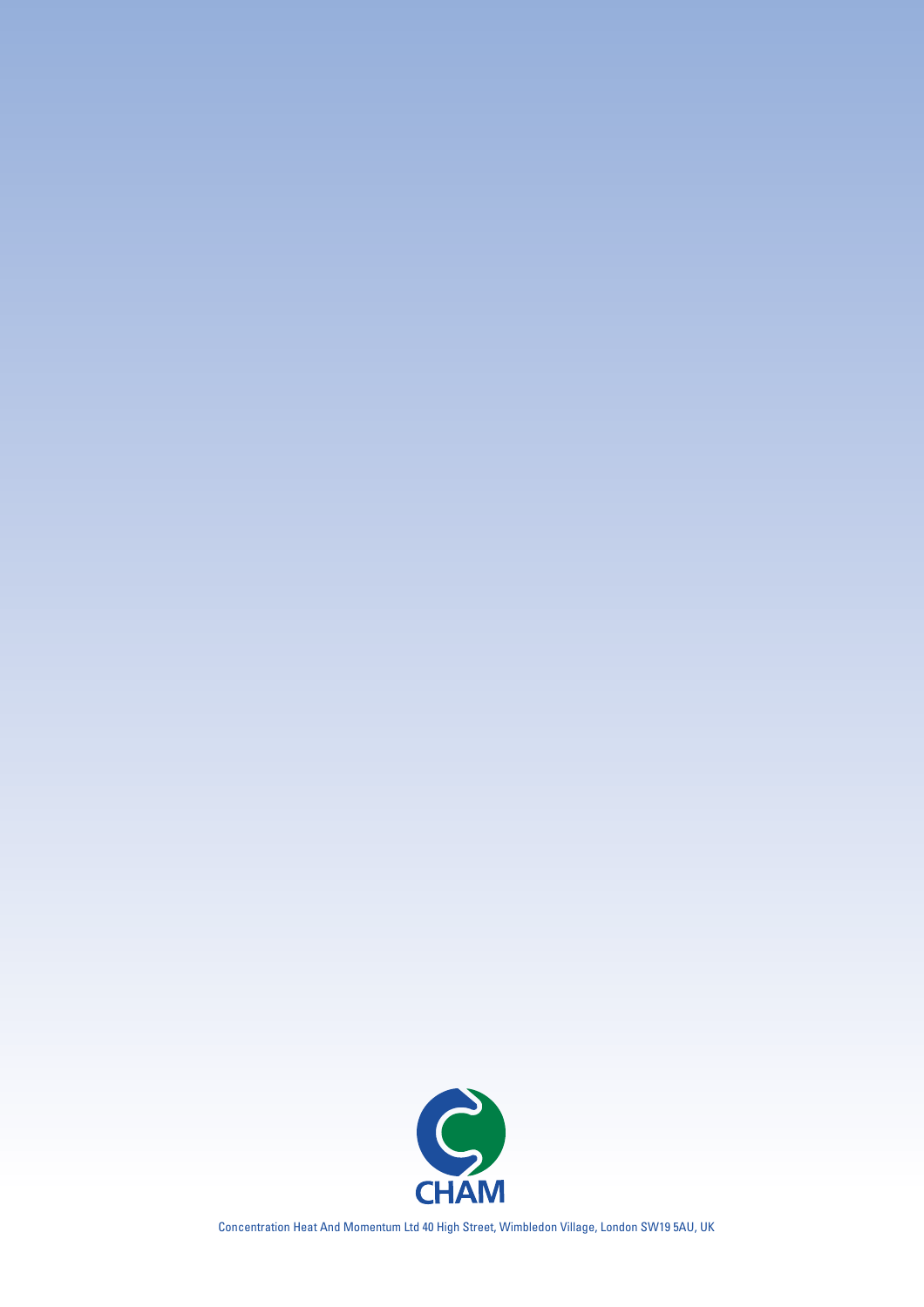CHAM

Concentration Heat And Momentum Ltd 40 High Street, Wimbledon Village, London SW19 5AU, UK